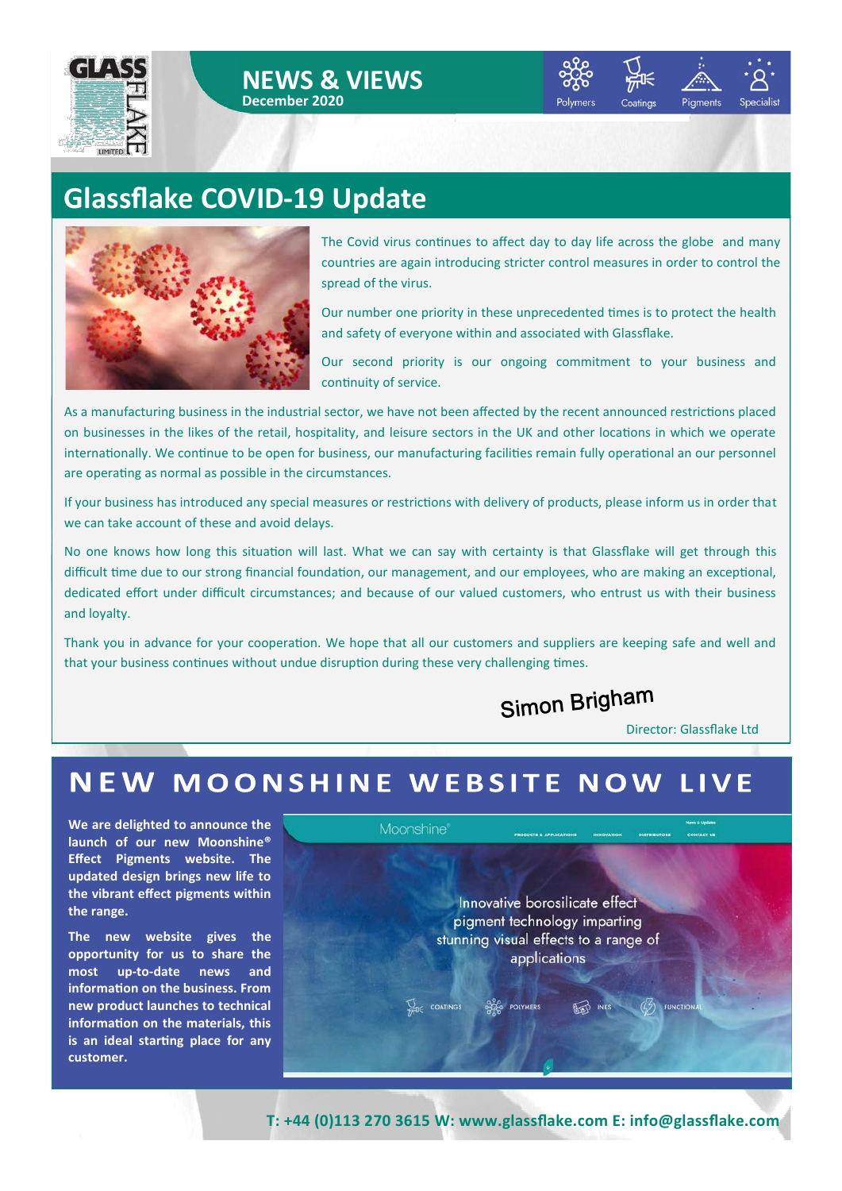# NEWS & VIEWS

**December 2020**

Polymers | Coatings | Pigments | Specialist

## Glassflake COVID-19 Update

The Covid virus continues to affect day to day life across the globe and many countries are again introducing stricter control measures in order to control the spread of the virus.

Our number one priority in these unprecedented times is to protect the health and safety of everyone within and associated with Glassflake.

Our second priority is our ongoing commitment to your business and continuity of service.

As a manufacturing business in the industrial sector, we have not been affected by the recent announced restrictions placed on businesses in the likes of the retail, hospitality, and leisure sectors in the UK and other locations in which we operate internationally. We continue to be open for business, our manufacturing facilities remain fully operational an our personnel are operating as normal as possible in the circumstances.

If your business has introduced any special measures or restrictions with delivery of products, please inform us in order that we can take account of these and avoid delays.

No one knows how long this situation will last. What we can say with certainty is that Glassflake will get through this difficult time due to our strong financial foundation, our management, and our employees, who are making an exceptional, dedicated effort under difficult circumstances; and because of our valued customers, who entrust us with their business and loyalty.

Thank you in advance for your cooperation. We hope that all our customers and suppliers are keeping safe and well and that your business continues without undue disruption during these very challenging times.

Simon Brigham

Director: Glassflake Ltd

## NEW MOONSHINE WEBSITE NOW LIVE

**We are delighted to announce the launch of our new Moonshine® Effect Pigments website. The updated design brings new life to the vibrant effect pigments within the range.**

**The new website gives the opportunity for us to share the most up-to-date news and information on the business. From new product launches to technical information on the materials, this is an ideal starting place for any customer.**

**T: +44 (0)113 270 3615 W: www.glassflake.com E: info@glassflake.com**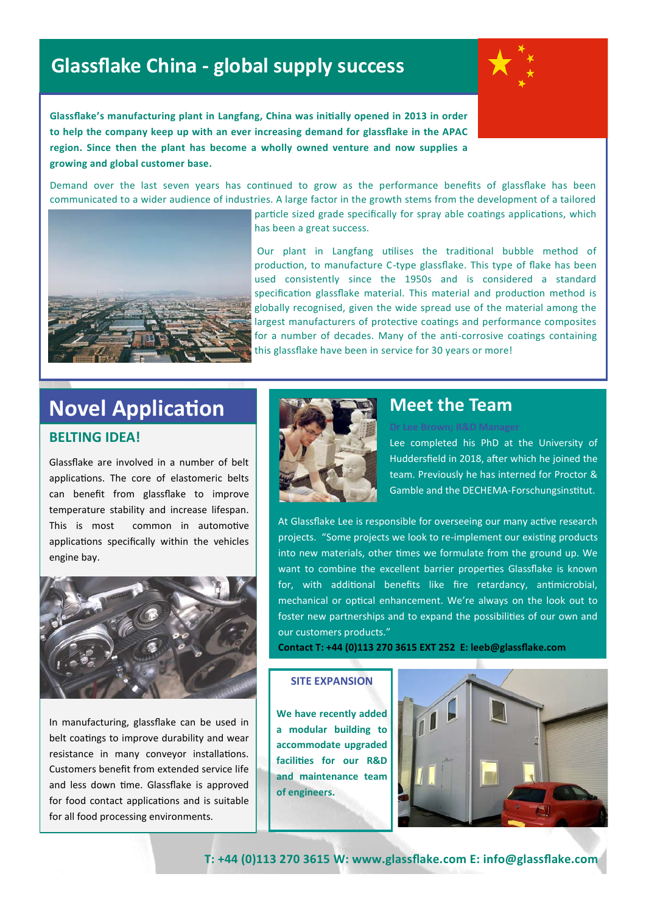# Glassflake China - global supply success

**Glassflake's manufacturing plant in Langfang, China was initially opened in 2013 in order to help the company keep up with an ever increasing demand for glassflake in the APAC region. Since then the plant has become a wholly owned venture and now supplies a growing and global customer base.**

Demand over the last seven years has continued to grow as the performance benefits of glassflake has been communicated to a wider audience of industries. A large factor in the growth stems from the development of a tailored particle sized grade specifically for spray able coatings applications, which has been a great success.

Our plant in Langfang utilises the traditional bubble method of production, to manufacture C-type glassflake. This type of flake has been used consistently since the 1950s and is considered a standard specification glassflake material. This material and production method is globally recognised, given the wide spread use of the material among the largest manufacturers of protective coatings and performance composites for a number of decades. Many of the anti-corrosive coatings containing this glassflake have been in service for 30 years or more!

# Novel Application

## BELTING IDEA!

Glassflake are involved in a number of belt applications. The core of elastomeric belts can benefit from glassflake to improve temperature stability and increase lifespan. This is most common in automotive applications specifically within the vehicles engine bay.

In manufacturing, glassflake can be used in belt coatings to improve durability and wear resistance in many conveyor installations. Customers benefit from extended service life and less down time. Glassflake is approved for food contact applications and is suitable for all food processing environments.

# Meet the Team

**Dr Lee Brown; R&D Manager**

Lee completed his PhD at the University of Huddersfield in 2018, after which he joined the team. Previously he has interned for Proctor & Gamble and the DECHEMA-Forschungsinstitut.

At Glassflake Lee is responsible for overseeing our many active research projects. "Some projects we look to re-implement our existing products into new materials, other times we formulate from the ground up. We want to combine the excellent barrier properties Glassflake is known for, with additional benefits like fire retardancy, antimicrobial, mechanical or optical enhancement. We're always on the look out to foster new partnerships and to expand the possibilities of our own and our customers products."

**Contact T: +44 (0)113 270 3615 EXT 252 E: leeb@glassflake.com**

## SITE EXPANSION

**We have recently added a modular building to accommodate upgraded facilities for our R&D and maintenance team of engineers.**

**T: +44 (0)113 270 3615 W: www.glassflake.com E: info@glassflake.com**